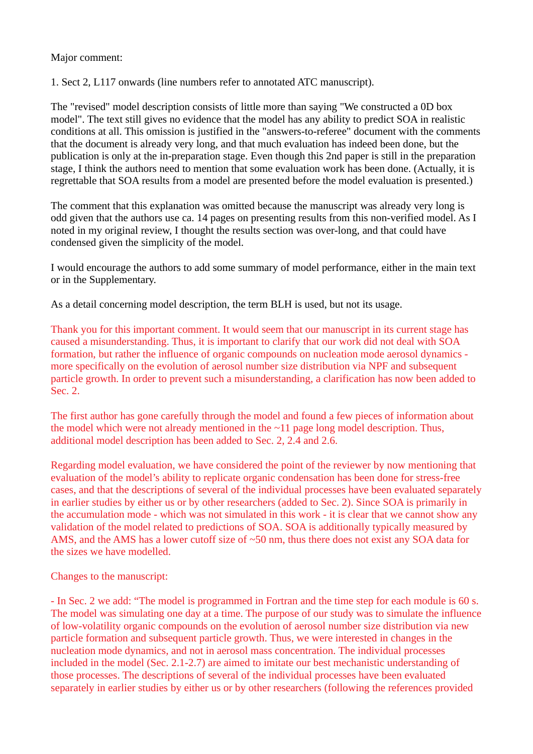Major comment:

1. Sect 2, L117 onwards (line numbers refer to annotated ATC manuscript).

The "revised" model description consists of little more than saying "We constructed a 0D box model". The text still gives no evidence that the model has any ability to predict SOA in realistic conditions at all. This omission is justified in the "answers-to-referee" document with the comments that the document is already very long, and that much evaluation has indeed been done, but the publication is only at the in-preparation stage. Even though this 2nd paper is still in the preparation stage, I think the authors need to mention that some evaluation work has been done. (Actually, it is regrettable that SOA results from a model are presented before the model evaluation is presented.)

The comment that this explanation was omitted because the manuscript was already very long is odd given that the authors use ca. 14 pages on presenting results from this non-verified model. As I noted in my original review, I thought the results section was over-long, and that could have condensed given the simplicity of the model.

I would encourage the authors to add some summary of model performance, either in the main text or in the Supplementary.

As a detail concerning model description, the term BLH is used, but not its usage.

Thank you for this important comment. It would seem that our manuscript in its current stage has caused a misunderstanding. Thus, it is important to clarify that our work did not deal with SOA formation, but rather the influence of organic compounds on nucleation mode aerosol dynamics - more specifically on the evolution of aerosol number size distribution via NPF and subsequent particle growth. In order to prevent such a misunderstanding, a clarification has now been added to Sec. 2.

The first author has gone carefully through the model and found a few pieces of information about the model which were not already mentioned in the ~11 page long model description. Thus, additional model description has been added to Sec. 2, 2.4 and 2.6.

Regarding model evaluation, we have considered the point of the reviewer by now mentioning that evaluation of the model's ability to replicate organic condensation has been done for stress-free cases, and that the descriptions of several of the individual processes have been evaluated separately in earlier studies by either us or by other researchers (added to Sec. 2). Since SOA is primarily in the accumulation mode - which was not simulated in this work - it is clear that we cannot show any validation of the model related to predictions of SOA. SOA is additionally typically measured by AMS, and the AMS has a lower cutoff size of ~50 nm, thus there does not exist any SOA data for the sizes we have modelled.

Changes to the manuscript:

- In Sec. 2 we add: "The model is programmed in Fortran and the time step for each module is 60 s. The model was simulating one day at a time. The purpose of our study was to simulate the influence of low-volatility organic compounds on the evolution of aerosol number size distribution via new particle formation and subsequent particle growth. Thus, we were interested in changes in the nucleation mode dynamics, and not in aerosol mass concentration. The individual processes included in the model (Sec. 2.1-2.7) are aimed to imitate our best mechanistic understanding of those processes. The descriptions of several of the individual processes have been evaluated separately in earlier studies by either us or by other researchers (following the references provided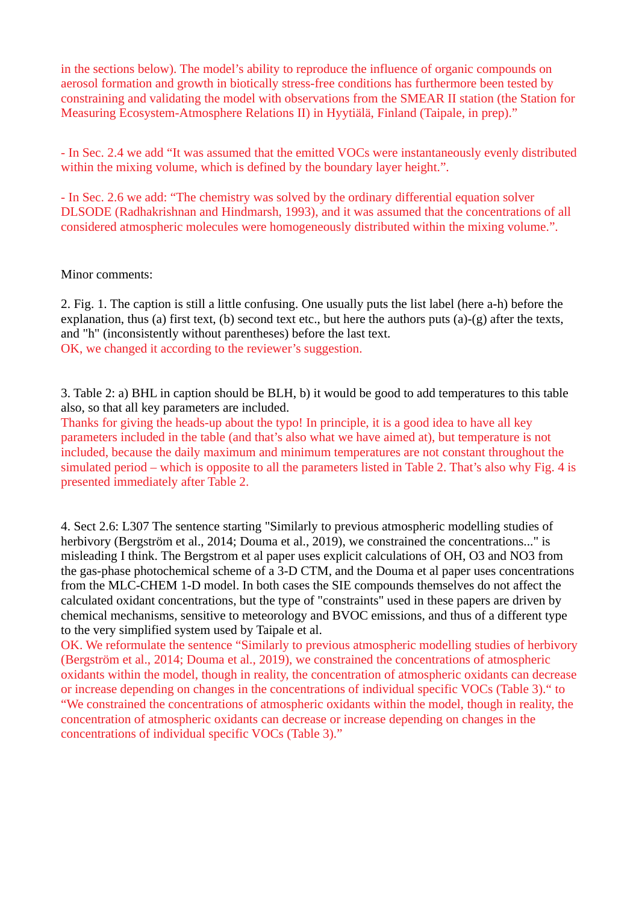in the sections below). The model's ability to reproduce the influence of organic compounds on aerosol formation and growth in biotically stress-free conditions has furthermore been tested by constraining and validating the model with observations from the SMEAR II station (the Station for Measuring Ecosystem-Atmosphere Relations II) in Hyytiälä, Finland (Taipale, in prep)."

- In Sec. 2.4 we add "It was assumed that the emitted VOCs were instantaneously evenly distributed within the mixing volume, which is defined by the boundary layer height.".

- In Sec. 2.6 we add: "The chemistry was solved by the ordinary differential equation solver DLSODE (Radhakrishnan and Hindmarsh, 1993), and it was assumed that the concentrations of all considered atmospheric molecules were homogeneously distributed within the mixing volume.".

Minor comments:

2. Fig. 1. The caption is still a little confusing. One usually puts the list label (here a-h) before the explanation, thus (a) first text, (b) second text etc., but here the authors puts (a)-(g) after the texts, and "h" (inconsistently without parentheses) before the last text.
OK, we changed it according to the reviewer's suggestion.

3. Table 2: a) BHL in caption should be BLH, b) it would be good to add temperatures to this table also, so that all key parameters are included.
Thanks for giving the heads-up about the typo! In principle, it is a good idea to have all key parameters included in the table (and that's also what we have aimed at), but temperature is not included, because the daily maximum and minimum temperatures are not constant throughout the simulated period – which is opposite to all the parameters listed in Table 2. That's also why Fig. 4 is presented immediately after Table 2.

4. Sect 2.6: L307 The sentence starting "Similarly to previous atmospheric modelling studies of herbivory (Bergström et al., 2014; Douma et al., 2019), we constrained the concentrations..." is misleading I think. The Bergstrom et al paper uses explicit calculations of OH, O3 and NO3 from the gas-phase photochemical scheme of a 3-D CTM, and the Douma et al paper uses concentrations from the MLC-CHEM 1-D model. In both cases the SIE compounds themselves do not affect the calculated oxidant concentrations, but the type of "constraints" used in these papers are driven by chemical mechanisms, sensitive to meteorology and BVOC emissions, and thus of a different type to the very simplified system used by Taipale et al.
OK. We reformulate the sentence "Similarly to previous atmospheric modelling studies of herbivory (Bergström et al., 2014; Douma et al., 2019), we constrained the concentrations of atmospheric oxidants within the model, though in reality, the concentration of atmospheric oxidants can decrease or increase depending on changes in the concentrations of individual specific VOCs (Table 3)." to "We constrained the concentrations of atmospheric oxidants within the model, though in reality, the concentration of atmospheric oxidants can decrease or increase depending on changes in the concentrations of individual specific VOCs (Table 3)."